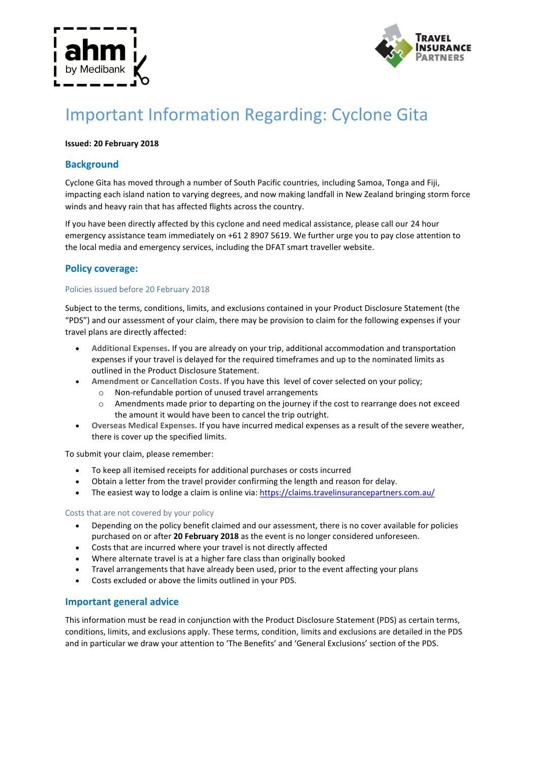# Important Information Regarding: Cyclone Gita

**Issued: 20 February 2018**

## Background

Cyclone Gita has moved through a number of South Pacific countries, including Samoa, Tonga and Fiji, impacting each island nation to varying degrees, and now making landfall in New Zealand bringing storm force winds and heavy rain that has affected flights across the country.

If you have been directly affected by this cyclone and need medical assistance, please call our 24 hour emergency assistance team immediately on +61 2 8907 5619. We further urge you to pay close attention to the local media and emergency services, including the DFAT smart traveller website.

## Policy coverage:

### Policies issued before 20 February 2018

Subject to the terms, conditions, limits, and exclusions contained in your Product Disclosure Statement (the "PDS") and our assessment of your claim, there may be provision to claim for the following expenses if your travel plans are directly affected:

- **Additional Expenses.** If you are already on your trip, additional accommodation and transportation expenses if your travel is delayed for the required timeframes and up to the nominated limits as outlined in the Product Disclosure Statement.
- **Amendment or Cancellation Costs.** If you have this level of cover selected on your policy;
  - Non-refundable portion of unused travel arrangements
  - Amendments made prior to departing on the journey if the cost to rearrange does not exceed the amount it would have been to cancel the trip outright.
- **Overseas Medical Expenses.** If you have incurred medical expenses as a result of the severe weather, there is cover up the specified limits.

To submit your claim, please remember:

- To keep all itemised receipts for additional purchases or costs incurred
- Obtain a letter from the travel provider confirming the length and reason for delay.
- The easiest way to lodge a claim is online via: https://claims.travelinsurancepartners.com.au/

### Costs that are not covered by your policy

- Depending on the policy benefit claimed and our assessment, there is no cover available for policies purchased on or after **20 February 2018** as the event is no longer considered unforeseen.
- Costs that are incurred where your travel is not directly affected
- Where alternate travel is at a higher fare class than originally booked
- Travel arrangements that have already been used, prior to the event affecting your plans
- Costs excluded or above the limits outlined in your PDS.

## Important general advice

This information must be read in conjunction with the Product Disclosure Statement (PDS) as certain terms, conditions, limits, and exclusions apply. These terms, condition, limits and exclusions are detailed in the PDS and in particular we draw your attention to 'The Benefits' and 'General Exclusions' section of the PDS.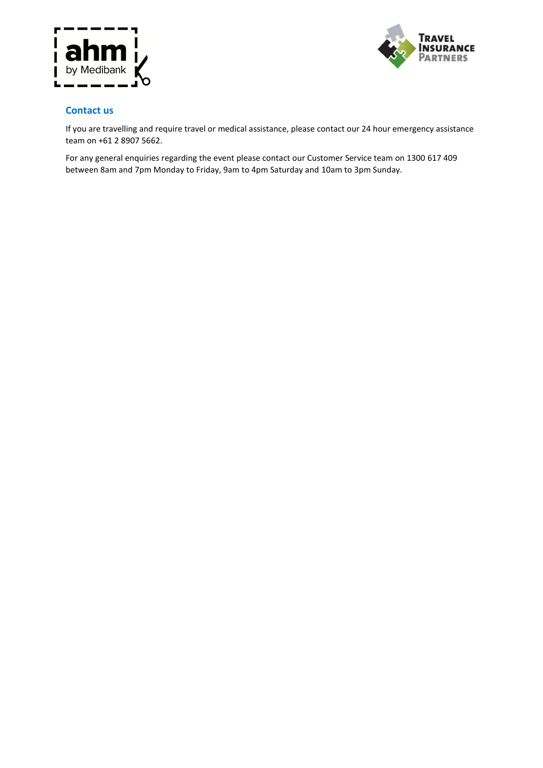## Contact us

If you are travelling and require travel or medical assistance, please contact our 24 hour emergency assistance team on +61 2 8907 5662.

For any general enquiries regarding the event please contact our Customer Service team on 1300 617 409 between 8am and 7pm Monday to Friday, 9am to 4pm Saturday and 10am to 3pm Sunday.